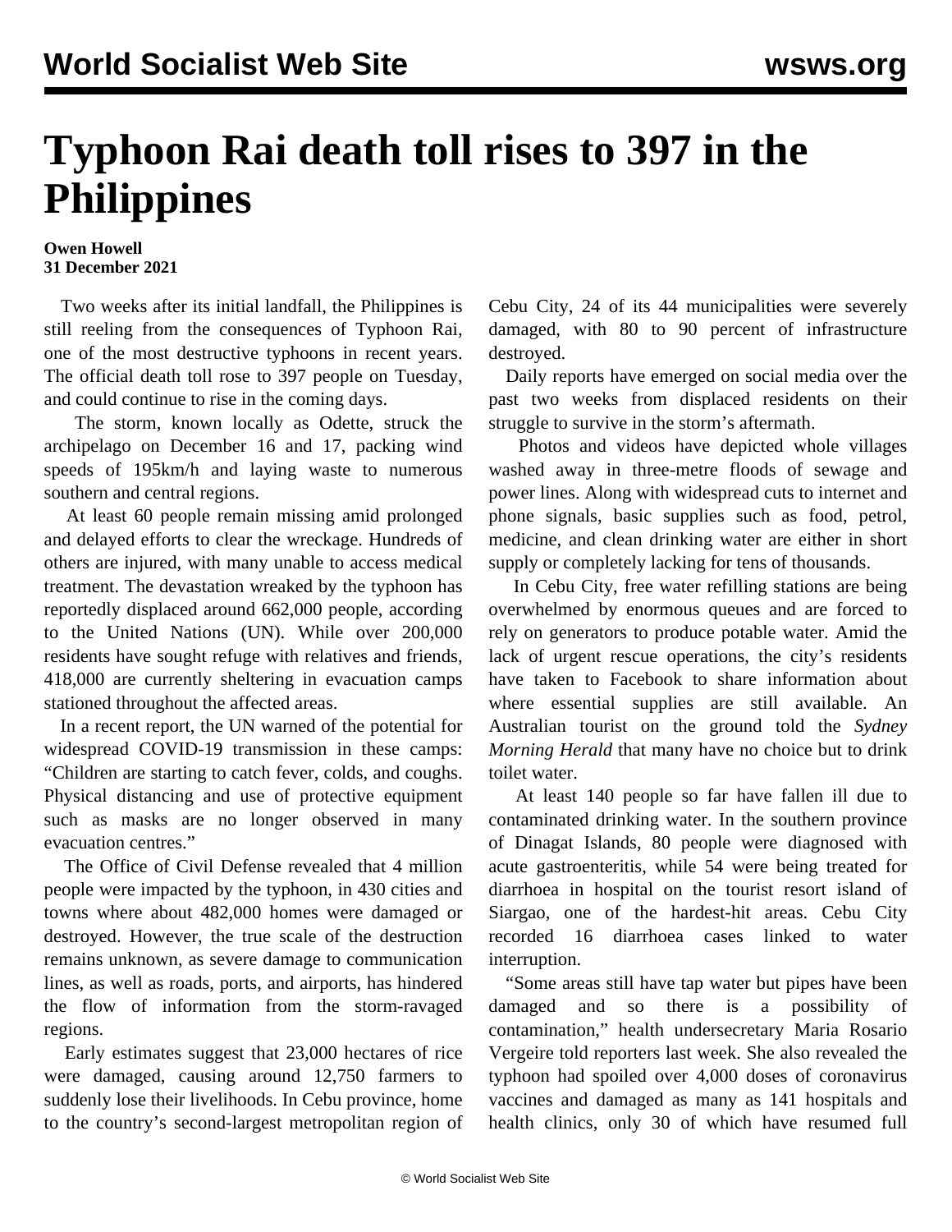# Typhoon Rai death toll rises to 397 in the Philippines

**Owen Howell**
**31 December 2021**

Two weeks after its initial landfall, the Philippines is still reeling from the consequences of Typhoon Rai, one of the most destructive typhoons in recent years. The official death toll rose to 397 people on Tuesday, and could continue to rise in the coming days.

The storm, known locally as Odette, struck the archipelago on December 16 and 17, packing wind speeds of 195km/h and laying waste to numerous southern and central regions.

At least 60 people remain missing amid prolonged and delayed efforts to clear the wreckage. Hundreds of others are injured, with many unable to access medical treatment. The devastation wreaked by the typhoon has reportedly displaced around 662,000 people, according to the United Nations (UN). While over 200,000 residents have sought refuge with relatives and friends, 418,000 are currently sheltering in evacuation camps stationed throughout the affected areas.

In a recent report, the UN warned of the potential for widespread COVID-19 transmission in these camps: "Children are starting to catch fever, colds, and coughs. Physical distancing and use of protective equipment such as masks are no longer observed in many evacuation centres."

The Office of Civil Defense revealed that 4 million people were impacted by the typhoon, in 430 cities and towns where about 482,000 homes were damaged or destroyed. However, the true scale of the destruction remains unknown, as severe damage to communication lines, as well as roads, ports, and airports, has hindered the flow of information from the storm-ravaged regions.

Early estimates suggest that 23,000 hectares of rice were damaged, causing around 12,750 farmers to suddenly lose their livelihoods. In Cebu province, home to the country's second-largest metropolitan region of Cebu City, 24 of its 44 municipalities were severely damaged, with 80 to 90 percent of infrastructure destroyed.

Daily reports have emerged on social media over the past two weeks from displaced residents on their struggle to survive in the storm's aftermath.

Photos and videos have depicted whole villages washed away in three-metre floods of sewage and power lines. Along with widespread cuts to internet and phone signals, basic supplies such as food, petrol, medicine, and clean drinking water are either in short supply or completely lacking for tens of thousands.

In Cebu City, free water refilling stations are being overwhelmed by enormous queues and are forced to rely on generators to produce potable water. Amid the lack of urgent rescue operations, the city's residents have taken to Facebook to share information about where essential supplies are still available. An Australian tourist on the ground told the *Sydney Morning Herald* that many have no choice but to drink toilet water.

At least 140 people so far have fallen ill due to contaminated drinking water. In the southern province of Dinagat Islands, 80 people were diagnosed with acute gastroenteritis, while 54 were being treated for diarrhoea in hospital on the tourist resort island of Siargao, one of the hardest-hit areas. Cebu City recorded 16 diarrhoea cases linked to water interruption.

"Some areas still have tap water but pipes have been damaged and so there is a possibility of contamination," health undersecretary Maria Rosario Vergeire told reporters last week. She also revealed the typhoon had spoiled over 4,000 doses of coronavirus vaccines and damaged as many as 141 hospitals and health clinics, only 30 of which have resumed full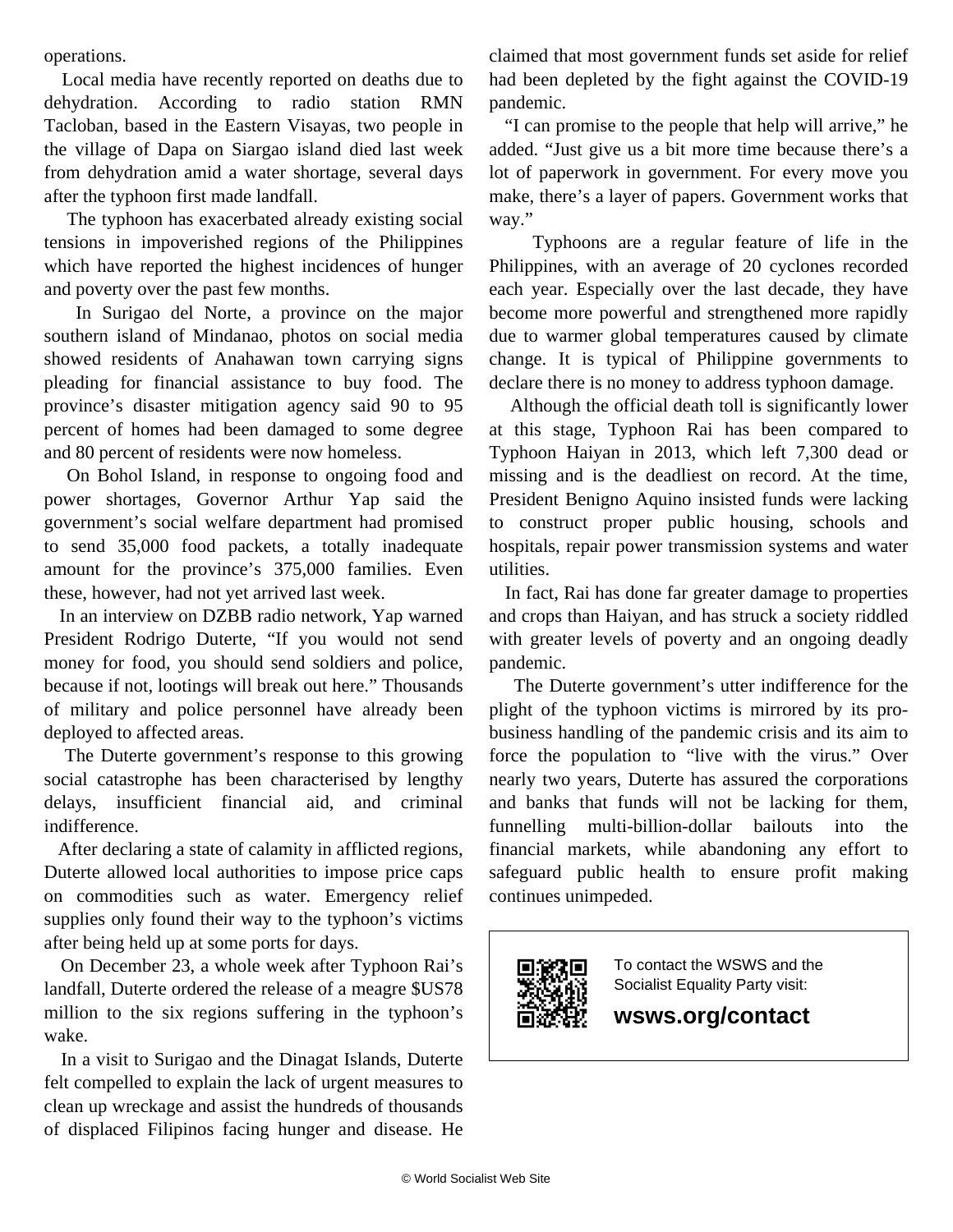operations.

Local media have recently reported on deaths due to dehydration. According to radio station RMN Tacloban, based in the Eastern Visayas, two people in the village of Dapa on Siargao island died last week from dehydration amid a water shortage, several days after the typhoon first made landfall.

The typhoon has exacerbated already existing social tensions in impoverished regions of the Philippines which have reported the highest incidences of hunger and poverty over the past few months.

In Surigao del Norte, a province on the major southern island of Mindanao, photos on social media showed residents of Anahawan town carrying signs pleading for financial assistance to buy food. The province's disaster mitigation agency said 90 to 95 percent of homes had been damaged to some degree and 80 percent of residents were now homeless.

On Bohol Island, in response to ongoing food and power shortages, Governor Arthur Yap said the government's social welfare department had promised to send 35,000 food packets, a totally inadequate amount for the province's 375,000 families. Even these, however, had not yet arrived last week.

In an interview on DZBB radio network, Yap warned President Rodrigo Duterte, "If you would not send money for food, you should send soldiers and police, because if not, lootings will break out here." Thousands of military and police personnel have already been deployed to affected areas.

The Duterte government's response to this growing social catastrophe has been characterised by lengthy delays, insufficient financial aid, and criminal indifference.

After declaring a state of calamity in afflicted regions, Duterte allowed local authorities to impose price caps on commodities such as water. Emergency relief supplies only found their way to the typhoon's victims after being held up at some ports for days.

On December 23, a whole week after Typhoon Rai's landfall, Duterte ordered the release of a meagre $US78 million to the six regions suffering in the typhoon's wake.

In a visit to Surigao and the Dinagat Islands, Duterte felt compelled to explain the lack of urgent measures to clean up wreckage and assist the hundreds of thousands of displaced Filipinos facing hunger and disease. He claimed that most government funds set aside for relief had been depleted by the fight against the COVID-19 pandemic.

"I can promise to the people that help will arrive," he added. "Just give us a bit more time because there's a lot of paperwork in government. For every move you make, there's a layer of papers. Government works that way."

Typhoons are a regular feature of life in the Philippines, with an average of 20 cyclones recorded each year. Especially over the last decade, they have become more powerful and strengthened more rapidly due to warmer global temperatures caused by climate change. It is typical of Philippine governments to declare there is no money to address typhoon damage.

Although the official death toll is significantly lower at this stage, Typhoon Rai has been compared to Typhoon Haiyan in 2013, which left 7,300 dead or missing and is the deadliest on record. At the time, President Benigno Aquino insisted funds were lacking to construct proper public housing, schools and hospitals, repair power transmission systems and water utilities.

In fact, Rai has done far greater damage to properties and crops than Haiyan, and has struck a society riddled with greater levels of poverty and an ongoing deadly pandemic.

The Duterte government's utter indifference for the plight of the typhoon victims is mirrored by its pro-business handling of the pandemic crisis and its aim to force the population to "live with the virus." Over nearly two years, Duterte has assured the corporations and banks that funds will not be lacking for them, funnelling multi-billion-dollar bailouts into the financial markets, while abandoning any effort to safeguard public health to ensure profit making continues unimpeded.

To contact the WSWS and the Socialist Equality Party visit:

**wsws.org/contact**